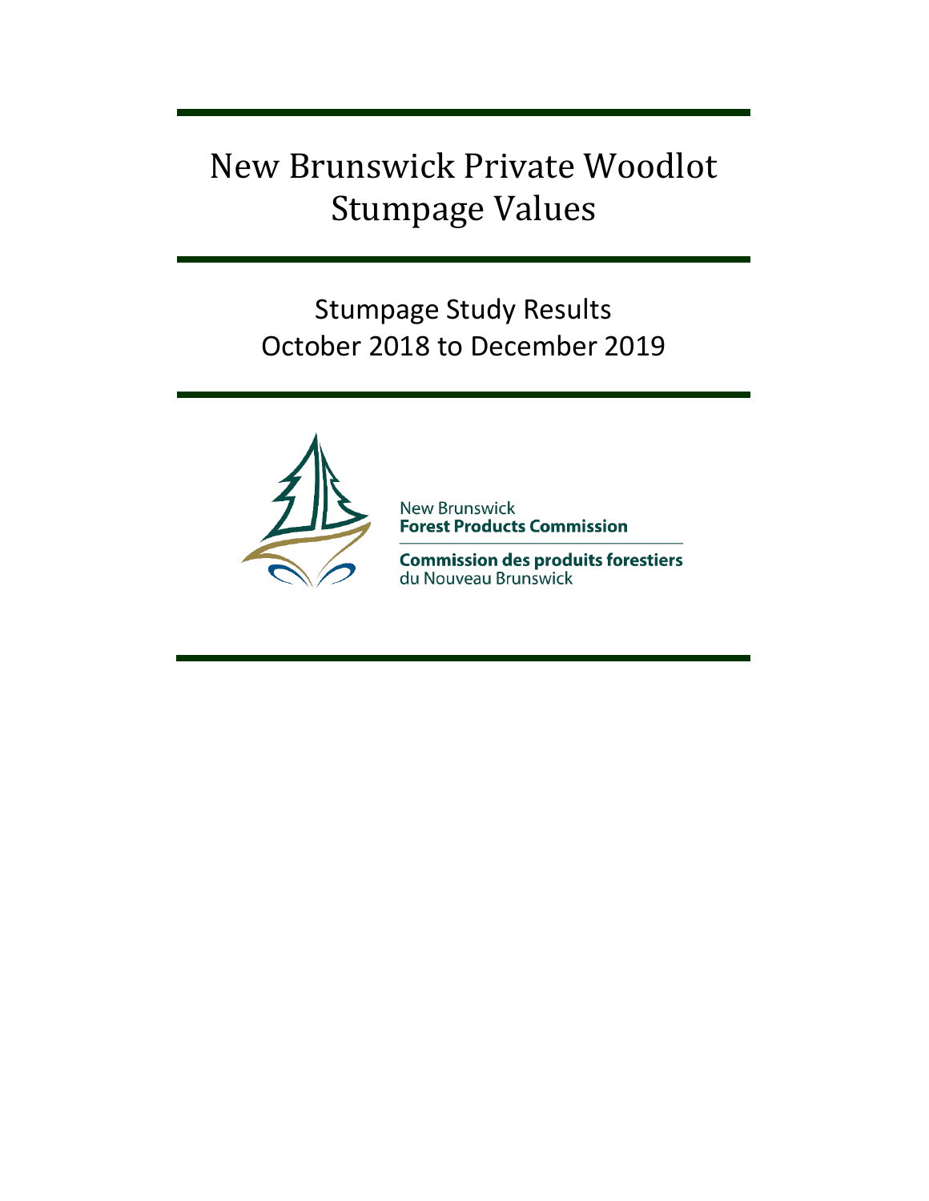# New Brunswick Private Woodlot Stumpage Values

## Stumpage Study Results
## October 2018 to December 2019

New Brunswick
**Forest Products Commission**

**Commission des produits forestiers**
du Nouveau Brunswick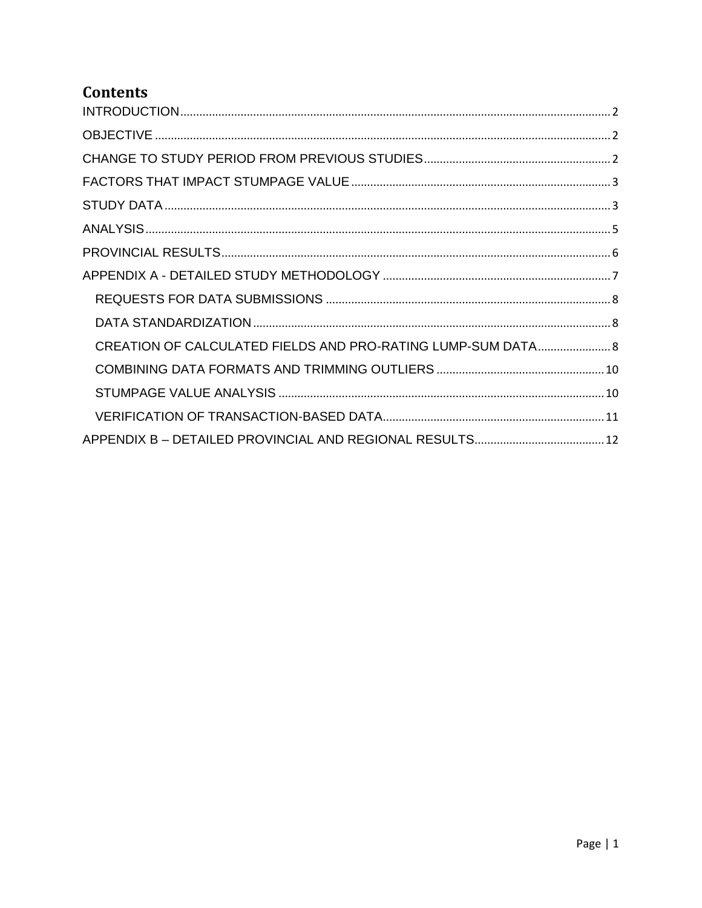# Contents

INTRODUCTION ........ 2

OBJECTIVE ........ 2

CHANGE TO STUDY PERIOD FROM PREVIOUS STUDIES ........ 2

FACTORS THAT IMPACT STUMPAGE VALUE ........ 3

STUDY DATA ........ 3

ANALYSIS ........ 5

PROVINCIAL RESULTS ........ 6

APPENDIX A - DETAILED STUDY METHODOLOGY ........ 7

- REQUESTS FOR DATA SUBMISSIONS ........ 8
- DATA STANDARDIZATION ........ 8
- CREATION OF CALCULATED FIELDS AND PRO-RATING LUMP-SUM DATA ........ 8
- COMBINING DATA FORMATS AND TRIMMING OUTLIERS ........ 10
- STUMPAGE VALUE ANALYSIS ........ 10
- VERIFICATION OF TRANSACTION-BASED DATA ........ 11

APPENDIX B – DETAILED PROVINCIAL AND REGIONAL RESULTS ........ 12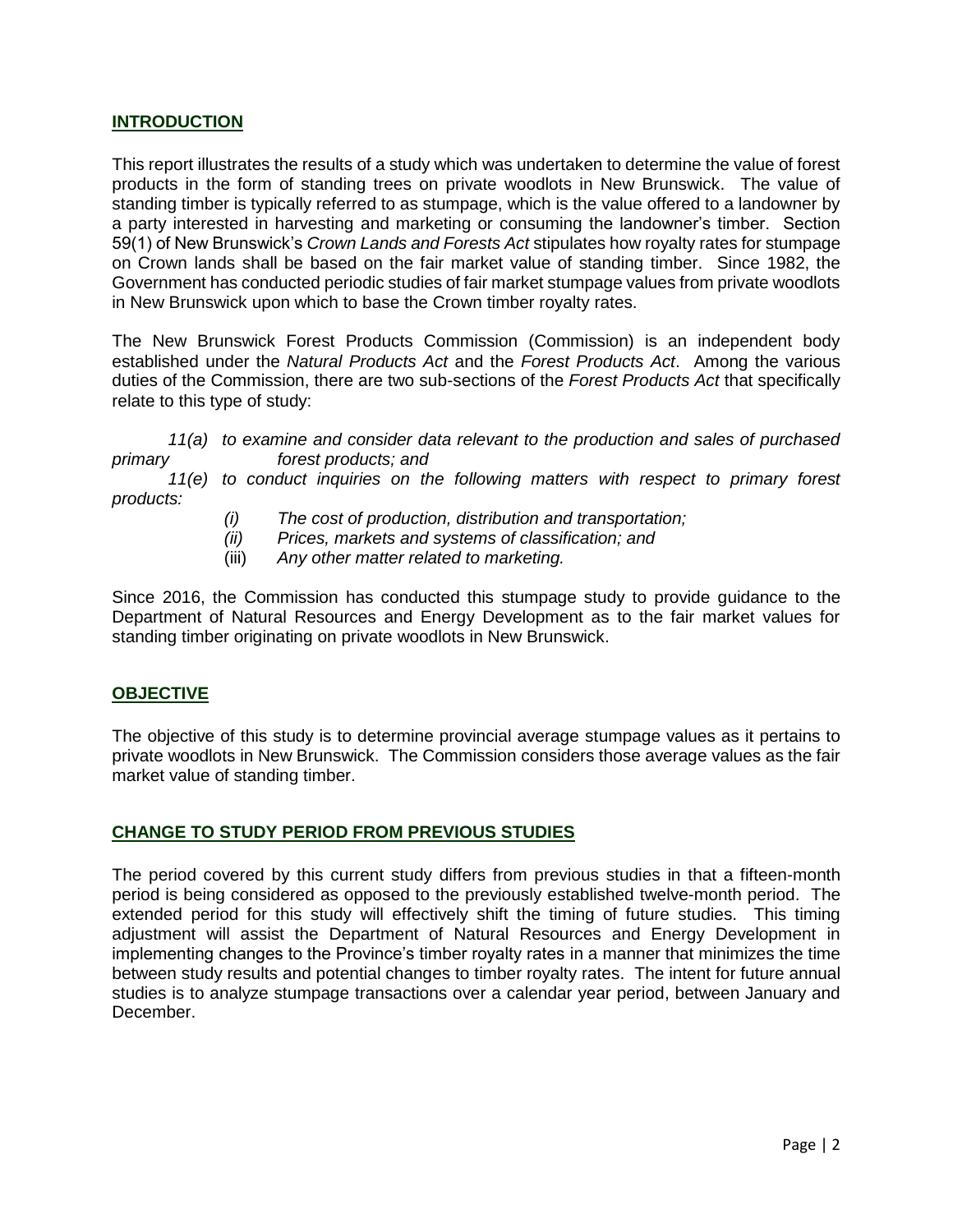## INTRODUCTION

This report illustrates the results of a study which was undertaken to determine the value of forest products in the form of standing trees on private woodlots in New Brunswick. The value of standing timber is typically referred to as stumpage, which is the value offered to a landowner by a party interested in harvesting and marketing or consuming the landowner's timber. Section 59(1) of New Brunswick's *Crown Lands and Forests Act* stipulates how royalty rates for stumpage on Crown lands shall be based on the fair market value of standing timber. Since 1982, the Government has conducted periodic studies of fair market stumpage values from private woodlots in New Brunswick upon which to base the Crown timber royalty rates.

The New Brunswick Forest Products Commission (Commission) is an independent body established under the *Natural Products Act* and the *Forest Products Act*. Among the various duties of the Commission, there are two sub-sections of the *Forest Products Act* that specifically relate to this type of study:

*11(a) to examine and consider data relevant to the production and sales of purchased primary forest products; and*

*11(e) to conduct inquiries on the following matters with respect to primary forest products:*

- *(i) The cost of production, distribution and transportation;*
- *(ii) Prices, markets and systems of classification; and*
- (iii) *Any other matter related to marketing.*

Since 2016, the Commission has conducted this stumpage study to provide guidance to the Department of Natural Resources and Energy Development as to the fair market values for standing timber originating on private woodlots in New Brunswick.

## OBJECTIVE

The objective of this study is to determine provincial average stumpage values as it pertains to private woodlots in New Brunswick. The Commission considers those average values as the fair market value of standing timber.

## CHANGE TO STUDY PERIOD FROM PREVIOUS STUDIES

The period covered by this current study differs from previous studies in that a fifteen-month period is being considered as opposed to the previously established twelve-month period. The extended period for this study will effectively shift the timing of future studies. This timing adjustment will assist the Department of Natural Resources and Energy Development in implementing changes to the Province's timber royalty rates in a manner that minimizes the time between study results and potential changes to timber royalty rates. The intent for future annual studies is to analyze stumpage transactions over a calendar year period, between January and December.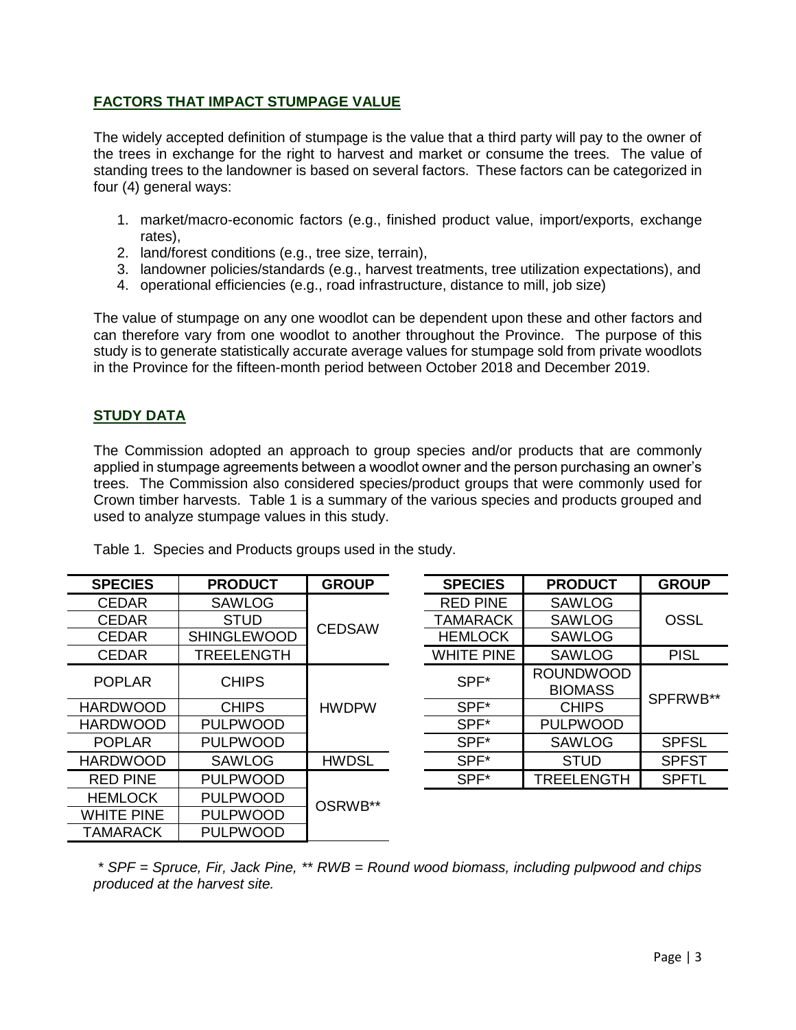## FACTORS THAT IMPACT STUMPAGE VALUE

The widely accepted definition of stumpage is the value that a third party will pay to the owner of the trees in exchange for the right to harvest and market or consume the trees. The value of standing trees to the landowner is based on several factors. These factors can be categorized in four (4) general ways:

1. market/macro-economic factors (e.g., finished product value, import/exports, exchange rates),
2. land/forest conditions (e.g., tree size, terrain),
3. landowner policies/standards (e.g., harvest treatments, tree utilization expectations), and
4. operational efficiencies (e.g., road infrastructure, distance to mill, job size)

The value of stumpage on any one woodlot can be dependent upon these and other factors and can therefore vary from one woodlot to another throughout the Province. The purpose of this study is to generate statistically accurate average values for stumpage sold from private woodlots in the Province for the fifteen-month period between October 2018 and December 2019.

## STUDY DATA

The Commission adopted an approach to group species and/or products that are commonly applied in stumpage agreements between a woodlot owner and the person purchasing an owner's trees. The Commission also considered species/product groups that were commonly used for Crown timber harvests. Table 1 is a summary of the various species and products grouped and used to analyze stumpage values in this study.

Table 1. Species and Products groups used in the study.

| SPECIES | PRODUCT | GROUP |
|---|---|---|
| CEDAR | SAWLOG | CEDSAW |
| CEDAR | STUD | |
| CEDAR | SHINGLEWOOD | |
| CEDAR | TREELENGTH | |
| POPLAR | CHIPS | HWDPW |
| HARDWOOD | CHIPS | |
| HARDWOOD | PULPWOOD | |
| POPLAR | PULPWOOD | |
| HARDWOOD | SAWLOG | HWDSL |
| RED PINE | PULPWOOD | OSRWB** |
| HEMLOCK | PULPWOOD | |
| WHITE PINE | PULPWOOD | |
| TAMARACK | PULPWOOD | |

| SPECIES | PRODUCT | GROUP |
|---|---|---|
| RED PINE | SAWLOG | OSSL |
| TAMARACK | SAWLOG | |
| HEMLOCK | SAWLOG | |
| WHITE PINE | SAWLOG | PISL |
| SPF* | ROUNDWOOD BIOMASS | SPFRWB** |
| SPF* | CHIPS | |
| SPF* | PULPWOOD | |
| SPF* | SAWLOG | SPFSL |
| SPF* | STUD | SPFST |
| SPF* | TREELENGTH | SPFTL |

*\* SPF = Spruce, Fir, Jack Pine, \*\* RWB = Round wood biomass, including pulpwood and chips produced at the harvest site.*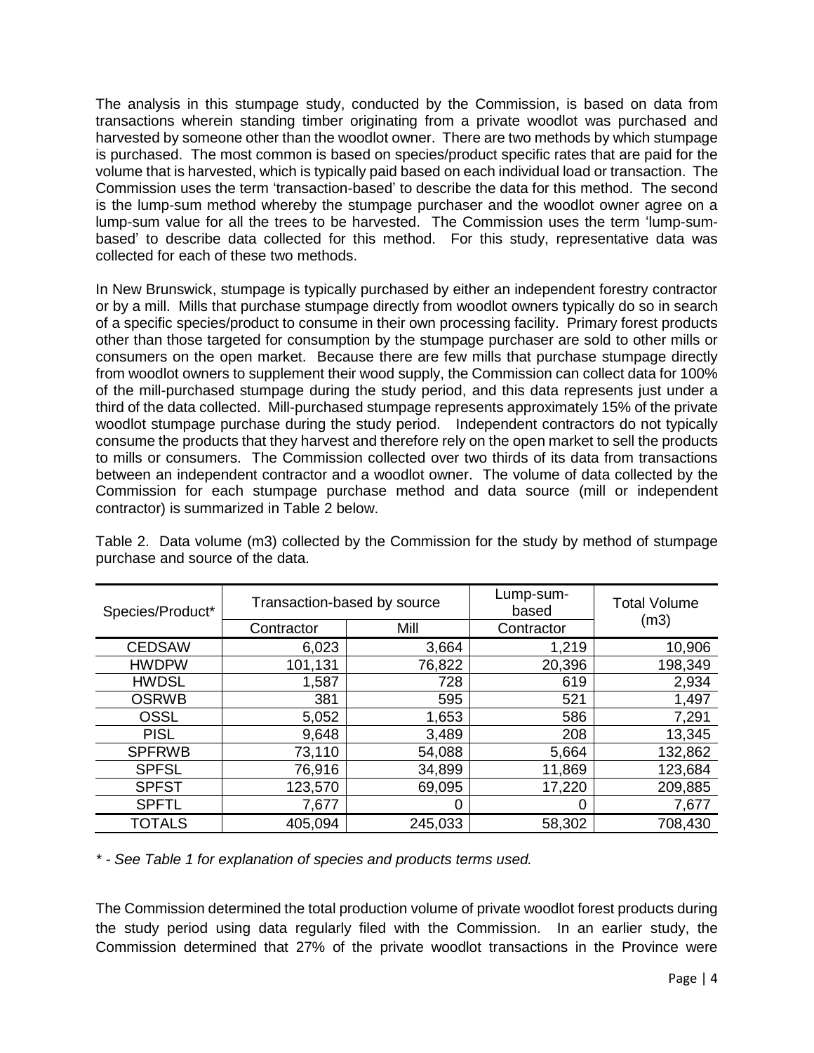The analysis in this stumpage study, conducted by the Commission, is based on data from transactions wherein standing timber originating from a private woodlot was purchased and harvested by someone other than the woodlot owner. There are two methods by which stumpage is purchased. The most common is based on species/product specific rates that are paid for the volume that is harvested, which is typically paid based on each individual load or transaction. The Commission uses the term 'transaction-based' to describe the data for this method. The second is the lump-sum method whereby the stumpage purchaser and the woodlot owner agree on a lump-sum value for all the trees to be harvested. The Commission uses the term 'lump-sum-based' to describe data collected for this method. For this study, representative data was collected for each of these two methods.

In New Brunswick, stumpage is typically purchased by either an independent forestry contractor or by a mill. Mills that purchase stumpage directly from woodlot owners typically do so in search of a specific species/product to consume in their own processing facility. Primary forest products other than those targeted for consumption by the stumpage purchaser are sold to other mills or consumers on the open market. Because there are few mills that purchase stumpage directly from woodlot owners to supplement their wood supply, the Commission can collect data for 100% of the mill-purchased stumpage during the study period, and this data represents just under a third of the data collected. Mill-purchased stumpage represents approximately 15% of the private woodlot stumpage purchase during the study period. Independent contractors do not typically consume the products that they harvest and therefore rely on the open market to sell the products to mills or consumers. The Commission collected over two thirds of its data from transactions between an independent contractor and a woodlot owner. The volume of data collected by the Commission for each stumpage purchase method and data source (mill or independent contractor) is summarized in Table 2 below.

Table 2. Data volume (m3) collected by the Commission for the study by method of stumpage purchase and source of the data.

| Species/Product* | Transaction-based by source | | Lump-sum-based | Total Volume (m3) |
|---|---|---|---|---|
| | Contractor | Mill | Contractor | |
| CEDSAW | 6,023 | 3,664 | 1,219 | 10,906 |
| HWDPW | 101,131 | 76,822 | 20,396 | 198,349 |
| HWDSL | 1,587 | 728 | 619 | 2,934 |
| OSRWB | 381 | 595 | 521 | 1,497 |
| OSSL | 5,052 | 1,653 | 586 | 7,291 |
| PISL | 9,648 | 3,489 | 208 | 13,345 |
| SPFRWB | 73,110 | 54,088 | 5,664 | 132,862 |
| SPFSL | 76,916 | 34,899 | 11,869 | 123,684 |
| SPFST | 123,570 | 69,095 | 17,220 | 209,885 |
| SPFTL | 7,677 | 0 | 0 | 7,677 |
| TOTALS | 405,094 | 245,033 | 58,302 | 708,430 |

*\* - See Table 1 for explanation of species and products terms used.*

The Commission determined the total production volume of private woodlot forest products during the study period using data regularly filed with the Commission. In an earlier study, the Commission determined that 27% of the private woodlot transactions in the Province were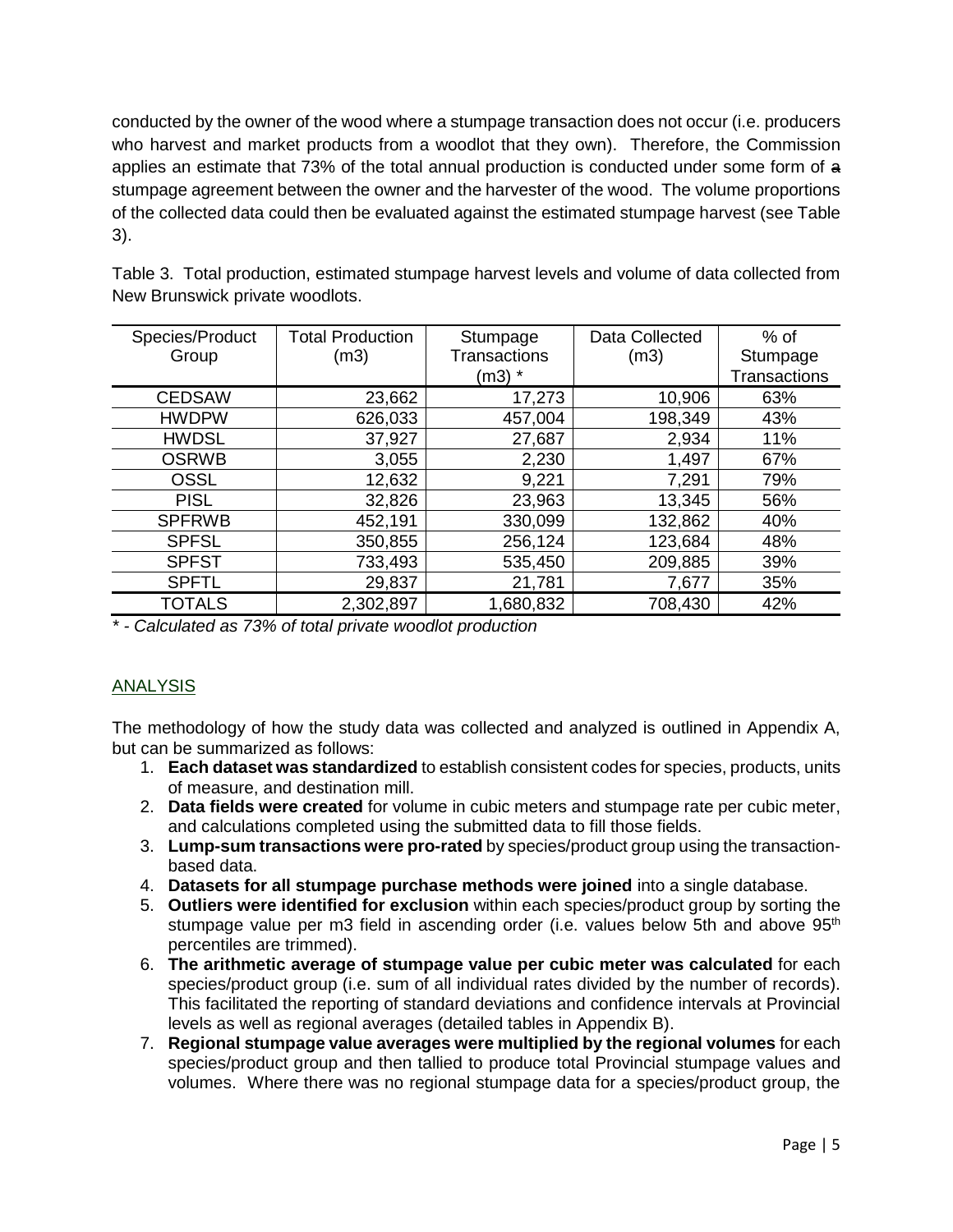conducted by the owner of the wood where a stumpage transaction does not occur (i.e. producers who harvest and market products from a woodlot that they own). Therefore, the Commission applies an estimate that 73% of the total annual production is conducted under some form of a stumpage agreement between the owner and the harvester of the wood. The volume proportions of the collected data could then be evaluated against the estimated stumpage harvest (see Table 3).

Table 3. Total production, estimated stumpage harvest levels and volume of data collected from New Brunswick private woodlots.

| Species/Product Group | Total Production (m3) | Stumpage Transactions (m3) * | Data Collected (m3) | % of Stumpage Transactions |
|---|---|---|---|---|
| CEDSAW | 23,662 | 17,273 | 10,906 | 63% |
| HWDPW | 626,033 | 457,004 | 198,349 | 43% |
| HWDSL | 37,927 | 27,687 | 2,934 | 11% |
| OSRWB | 3,055 | 2,230 | 1,497 | 67% |
| OSSL | 12,632 | 9,221 | 7,291 | 79% |
| PISL | 32,826 | 23,963 | 13,345 | 56% |
| SPFRWB | 452,191 | 330,099 | 132,862 | 40% |
| SPFSL | 350,855 | 256,124 | 123,684 | 48% |
| SPFST | 733,493 | 535,450 | 209,885 | 39% |
| SPFTL | 29,837 | 21,781 | 7,677 | 35% |
| TOTALS | 2,302,897 | 1,680,832 | 708,430 | 42% |

*\* - Calculated as 73% of total private woodlot production*

## ANALYSIS

The methodology of how the study data was collected and analyzed is outlined in Appendix A, but can be summarized as follows:

1. **Each dataset was standardized** to establish consistent codes for species, products, units of measure, and destination mill.
2. **Data fields were created** for volume in cubic meters and stumpage rate per cubic meter, and calculations completed using the submitted data to fill those fields.
3. **Lump-sum transactions were pro-rated** by species/product group using the transaction-based data.
4. **Datasets for all stumpage purchase methods were joined** into a single database.
5. **Outliers were identified for exclusion** within each species/product group by sorting the stumpage value per m3 field in ascending order (i.e. values below 5th and above 95th percentiles are trimmed).
6. **The arithmetic average of stumpage value per cubic meter was calculated** for each species/product group (i.e. sum of all individual rates divided by the number of records). This facilitated the reporting of standard deviations and confidence intervals at Provincial levels as well as regional averages (detailed tables in Appendix B).
7. **Regional stumpage value averages were multiplied by the regional volumes** for each species/product group and then tallied to produce total Provincial stumpage values and volumes. Where there was no regional stumpage data for a species/product group, the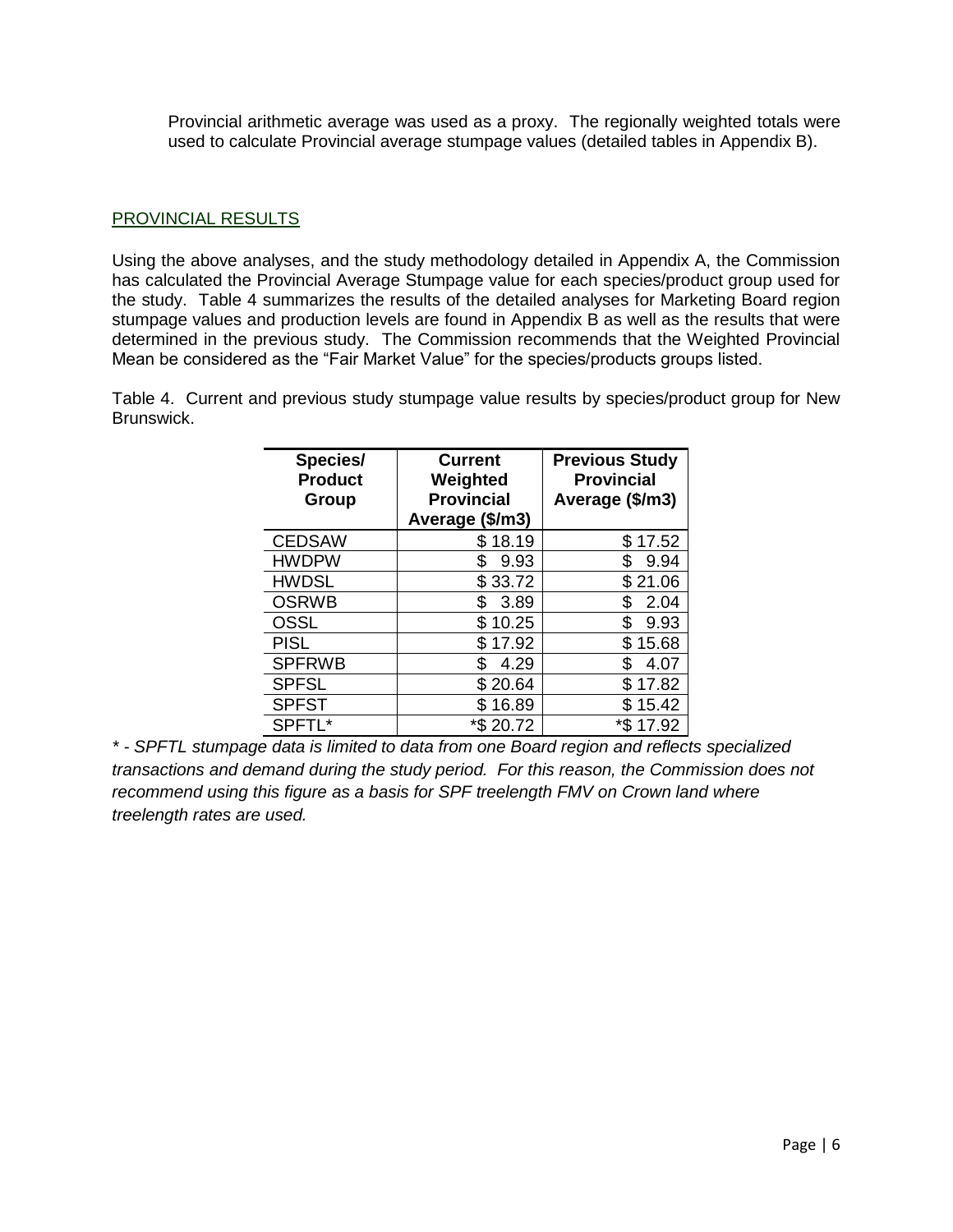Provincial arithmetic average was used as a proxy. The regionally weighted totals were used to calculate Provincial average stumpage values (detailed tables in Appendix B).

## PROVINCIAL RESULTS

Using the above analyses, and the study methodology detailed in Appendix A, the Commission has calculated the Provincial Average Stumpage value for each species/product group used for the study. Table 4 summarizes the results of the detailed analyses for Marketing Board region stumpage values and production levels are found in Appendix B as well as the results that were determined in the previous study. The Commission recommends that the Weighted Provincial Mean be considered as the "Fair Market Value" for the species/products groups listed.

Table 4. Current and previous study stumpage value results by species/product group for New Brunswick.

| Species/ Product Group | Current Weighted Provincial Average ($/m3) | Previous Study Provincial Average ($/m3) |
|---|---|---|
| CEDSAW | $ 18.19 | $ 17.52 |
| HWDPW | $ 9.93 | $ 9.94 |
| HWDSL | $ 33.72 | $ 21.06 |
| OSRWB | $ 3.89 | $ 2.04 |
| OSSL | $ 10.25 | $ 9.93 |
| PISL | $ 17.92 | $ 15.68 |
| SPFRWB | $ 4.29 | $ 4.07 |
| SPFSL | $ 20.64 | $ 17.82 |
| SPFST | $ 16.89 | $ 15.42 |
| SPFTL* | *$ 20.72 | *$ 17.92 |

*\* - SPFTL stumpage data is limited to data from one Board region and reflects specialized transactions and demand during the study period. For this reason, the Commission does not recommend using this figure as a basis for SPF treelength FMV on Crown land where treelength rates are used.*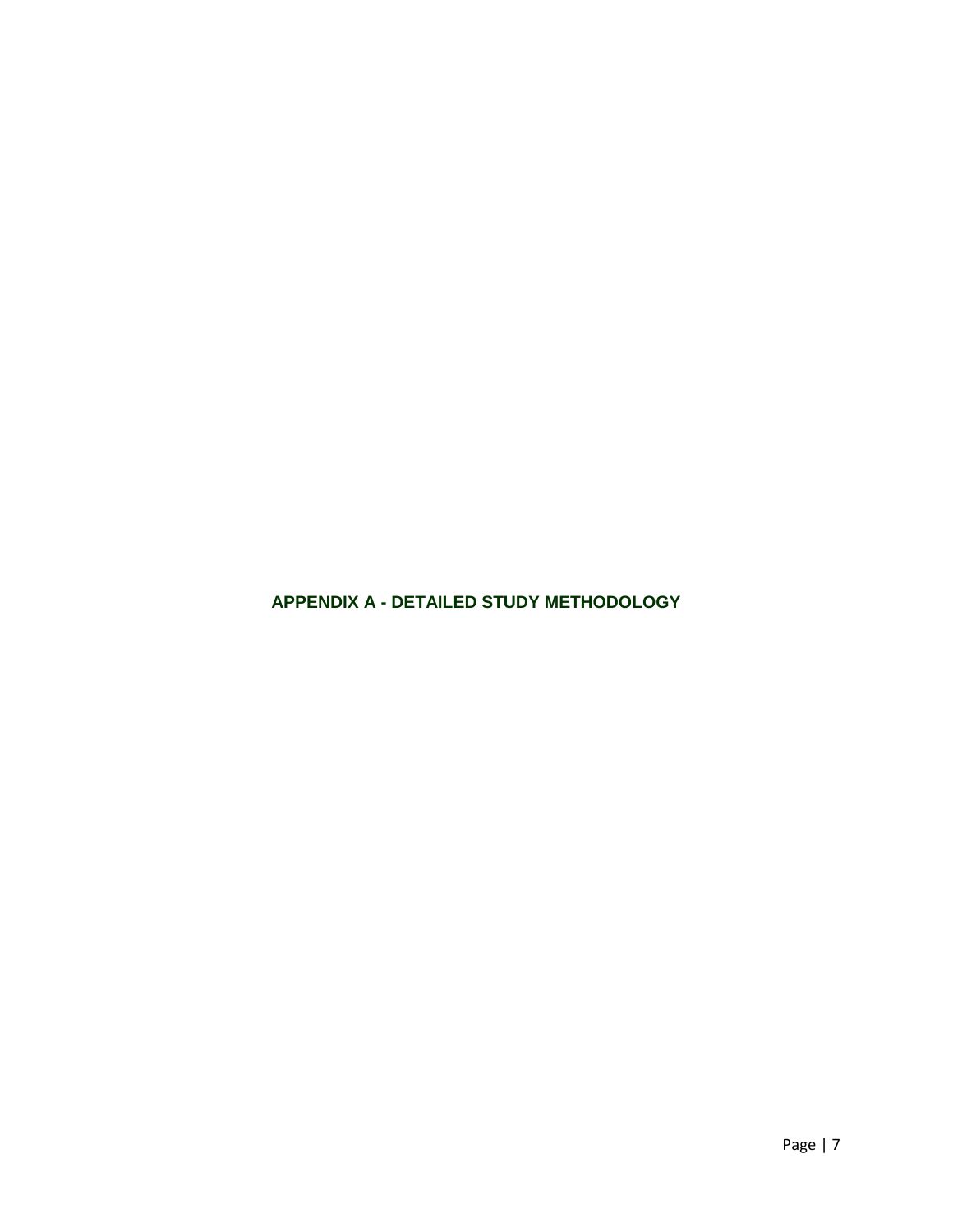# APPENDIX A - DETAILED STUDY METHODOLOGY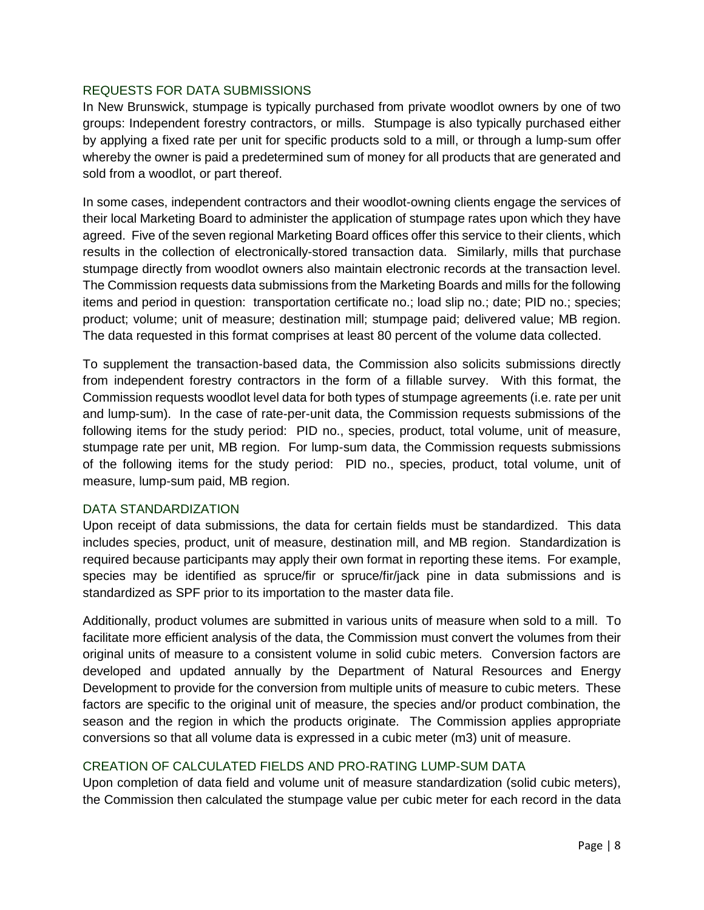## REQUESTS FOR DATA SUBMISSIONS

In New Brunswick, stumpage is typically purchased from private woodlot owners by one of two groups: Independent forestry contractors, or mills. Stumpage is also typically purchased either by applying a fixed rate per unit for specific products sold to a mill, or through a lump-sum offer whereby the owner is paid a predetermined sum of money for all products that are generated and sold from a woodlot, or part thereof.

In some cases, independent contractors and their woodlot-owning clients engage the services of their local Marketing Board to administer the application of stumpage rates upon which they have agreed. Five of the seven regional Marketing Board offices offer this service to their clients, which results in the collection of electronically-stored transaction data. Similarly, mills that purchase stumpage directly from woodlot owners also maintain electronic records at the transaction level. The Commission requests data submissions from the Marketing Boards and mills for the following items and period in question: transportation certificate no.; load slip no.; date; PID no.; species; product; volume; unit of measure; destination mill; stumpage paid; delivered value; MB region. The data requested in this format comprises at least 80 percent of the volume data collected.

To supplement the transaction-based data, the Commission also solicits submissions directly from independent forestry contractors in the form of a fillable survey. With this format, the Commission requests woodlot level data for both types of stumpage agreements (i.e. rate per unit and lump-sum). In the case of rate-per-unit data, the Commission requests submissions of the following items for the study period: PID no., species, product, total volume, unit of measure, stumpage rate per unit, MB region. For lump-sum data, the Commission requests submissions of the following items for the study period: PID no., species, product, total volume, unit of measure, lump-sum paid, MB region.

## DATA STANDARDIZATION

Upon receipt of data submissions, the data for certain fields must be standardized. This data includes species, product, unit of measure, destination mill, and MB region. Standardization is required because participants may apply their own format in reporting these items. For example, species may be identified as spruce/fir or spruce/fir/jack pine in data submissions and is standardized as SPF prior to its importation to the master data file.

Additionally, product volumes are submitted in various units of measure when sold to a mill. To facilitate more efficient analysis of the data, the Commission must convert the volumes from their original units of measure to a consistent volume in solid cubic meters. Conversion factors are developed and updated annually by the Department of Natural Resources and Energy Development to provide for the conversion from multiple units of measure to cubic meters. These factors are specific to the original unit of measure, the species and/or product combination, the season and the region in which the products originate. The Commission applies appropriate conversions so that all volume data is expressed in a cubic meter (m3) unit of measure.

## CREATION OF CALCULATED FIELDS AND PRO-RATING LUMP-SUM DATA

Upon completion of data field and volume unit of measure standardization (solid cubic meters), the Commission then calculated the stumpage value per cubic meter for each record in the data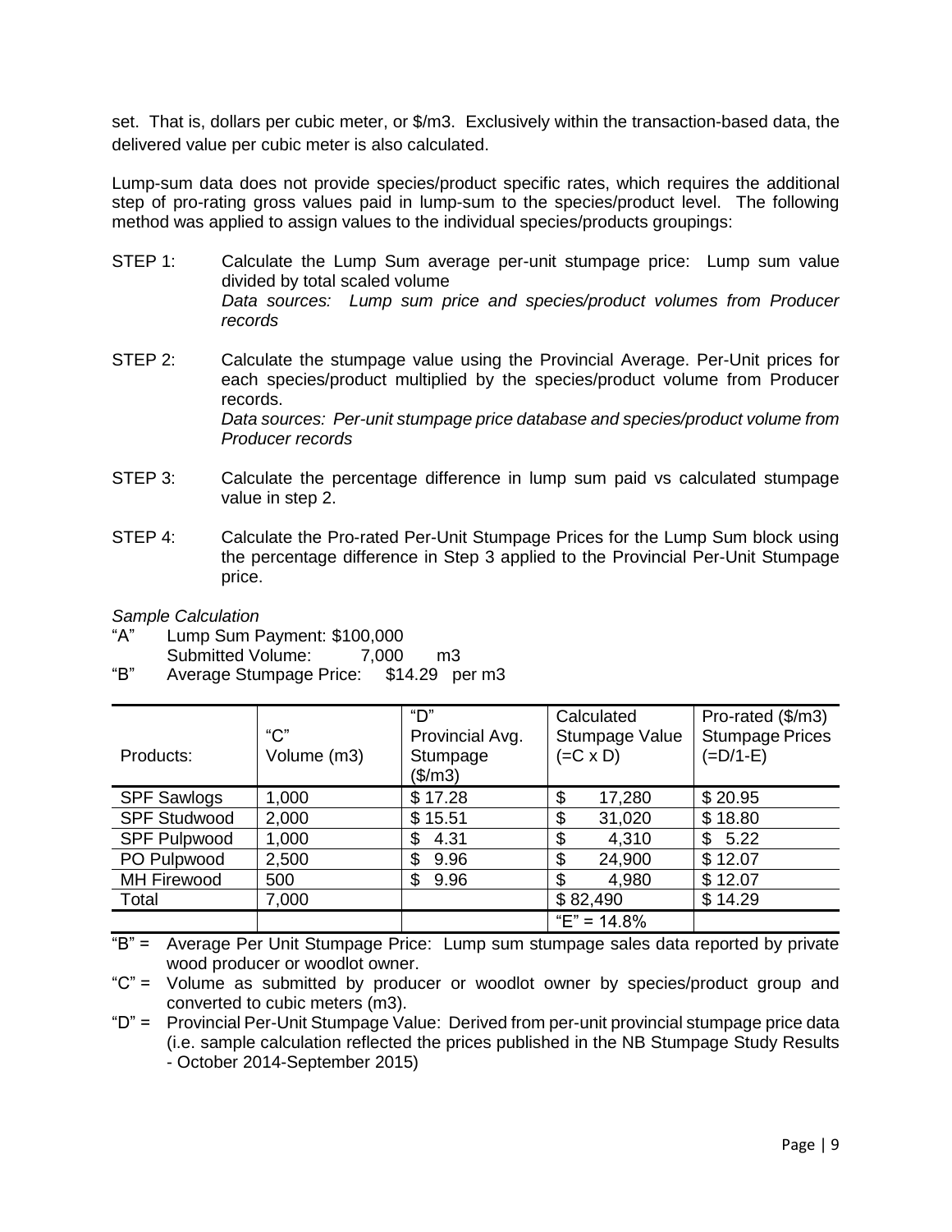set. That is, dollars per cubic meter, or \$/m3. Exclusively within the transaction-based data, the delivered value per cubic meter is also calculated.

Lump-sum data does not provide species/product specific rates, which requires the additional step of pro-rating gross values paid in lump-sum to the species/product level. The following method was applied to assign values to the individual species/products groupings:

STEP 1: Calculate the Lump Sum average per-unit stumpage price: Lump sum value divided by total scaled volume
*Data sources: Lump sum price and species/product volumes from Producer records*

STEP 2: Calculate the stumpage value using the Provincial Average. Per-Unit prices for each species/product multiplied by the species/product volume from Producer records.
*Data sources: Per-unit stumpage price database and species/product volume from Producer records*

STEP 3: Calculate the percentage difference in lump sum paid vs calculated stumpage value in step 2.

STEP 4: Calculate the Pro-rated Per-Unit Stumpage Prices for the Lump Sum block using the percentage difference in Step 3 applied to the Provincial Per-Unit Stumpage price.

*Sample Calculation*

"A" Lump Sum Payment: \$100,000
Submitted Volume: 7,000 m3

"B" Average Stumpage Price: \$14.29 per m3

| Products: | "C" Volume (m3) | "D" Provincial Avg. Stumpage (\$/m3) | Calculated Stumpage Value (=C x D) | Pro-rated (\$/m3) Stumpage Prices (=D/1-E) |
|---|---|---|---|---|
| SPF Sawlogs | 1,000 | \$ 17.28 | \$ 17,280 | \$ 20.95 |
| SPF Studwood | 2,000 | \$ 15.51 | \$ 31,020 | \$ 18.80 |
| SPF Pulpwood | 1,000 | \$ 4.31 | \$ 4,310 | \$ 5.22 |
| PO Pulpwood | 2,500 | \$ 9.96 | \$ 24,900 | \$ 12.07 |
| MH Firewood | 500 | \$ 9.96 | \$ 4,980 | \$ 12.07 |
| Total | 7,000 | | \$ 82,490 | \$ 14.29 |
| | | | "E" = 14.8% | |

"B" = Average Per Unit Stumpage Price: Lump sum stumpage sales data reported by private wood producer or woodlot owner.

"C" = Volume as submitted by producer or woodlot owner by species/product group and converted to cubic meters (m3).

"D" = Provincial Per-Unit Stumpage Value: Derived from per-unit provincial stumpage price data (i.e. sample calculation reflected the prices published in the NB Stumpage Study Results - October 2014-September 2015)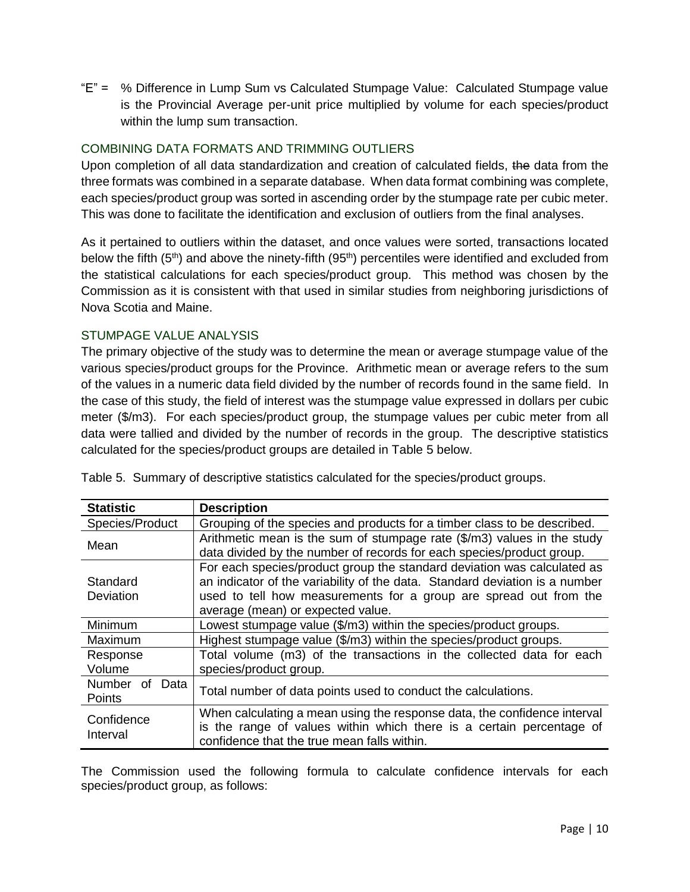"E" = % Difference in Lump Sum vs Calculated Stumpage Value: Calculated Stumpage value is the Provincial Average per-unit price multiplied by volume for each species/product within the lump sum transaction.

### COMBINING DATA FORMATS AND TRIMMING OUTLIERS

Upon completion of all data standardization and creation of calculated fields, ~~the~~ data from the three formats was combined in a separate database. When data format combining was complete, each species/product group was sorted in ascending order by the stumpage rate per cubic meter. This was done to facilitate the identification and exclusion of outliers from the final analyses.

As it pertained to outliers within the dataset, and once values were sorted, transactions located below the fifth (5th) and above the ninety-fifth (95th) percentiles were identified and excluded from the statistical calculations for each species/product group. This method was chosen by the Commission as it is consistent with that used in similar studies from neighboring jurisdictions of Nova Scotia and Maine.

### STUMPAGE VALUE ANALYSIS

The primary objective of the study was to determine the mean or average stumpage value of the various species/product groups for the Province. Arithmetic mean or average refers to the sum of the values in a numeric data field divided by the number of records found in the same field. In the case of this study, the field of interest was the stumpage value expressed in dollars per cubic meter ($/m3). For each species/product group, the stumpage values per cubic meter from all data were tallied and divided by the number of records in the group. The descriptive statistics calculated for the species/product groups are detailed in Table 5 below.

Table 5. Summary of descriptive statistics calculated for the species/product groups.

| Statistic | Description |
|---|---|
| Species/Product | Grouping of the species and products for a timber class to be described. |
| Mean | Arithmetic mean is the sum of stumpage rate ($/m3) values in the study data divided by the number of records for each species/product group. |
| Standard Deviation | For each species/product group the standard deviation was calculated as an indicator of the variability of the data. Standard deviation is a number used to tell how measurements for a group are spread out from the average (mean) or expected value. |
| Minimum | Lowest stumpage value ($/m3) within the species/product groups. |
| Maximum | Highest stumpage value ($/m3) within the species/product groups. |
| Response Volume | Total volume (m3) of the transactions in the collected data for each species/product group. |
| Number of Data Points | Total number of data points used to conduct the calculations. |
| Confidence Interval | When calculating a mean using the response data, the confidence interval is the range of values within which there is a certain percentage of confidence that the true mean falls within. |

The Commission used the following formula to calculate confidence intervals for each species/product group, as follows: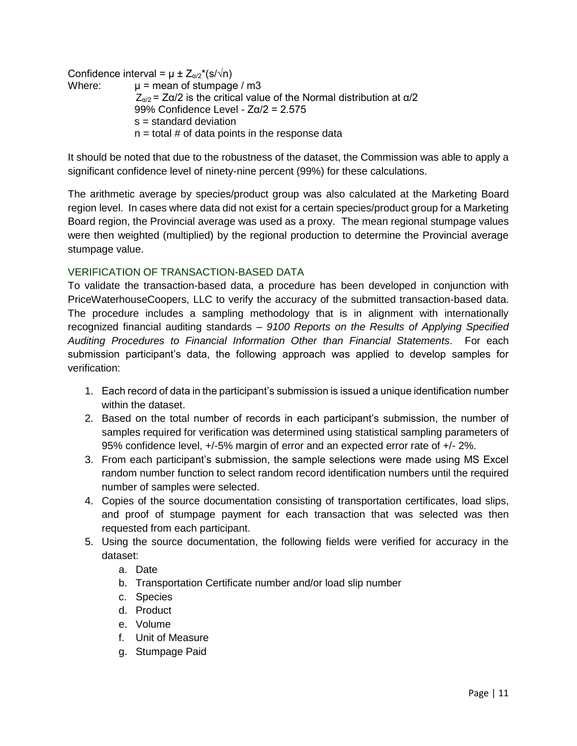Confidence interval = $\mu \pm Z_{\alpha/2} * (s/\sqrt{n})$

Where: $\mu$ = mean of stumpage / m3

$Z_{\alpha/2}$ = $Z\alpha/2$ is the critical value of the Normal distribution at $\alpha/2$

99% Confidence Level - $Z\alpha/2 = 2.575$

s = standard deviation

n = total # of data points in the response data

It should be noted that due to the robustness of the dataset, the Commission was able to apply a significant confidence level of ninety-nine percent (99%) for these calculations.

The arithmetic average by species/product group was also calculated at the Marketing Board region level. In cases where data did not exist for a certain species/product group for a Marketing Board region, the Provincial average was used as a proxy. The mean regional stumpage values were then weighted (multiplied) by the regional production to determine the Provincial average stumpage value.

## VERIFICATION OF TRANSACTION-BASED DATA

To validate the transaction-based data, a procedure has been developed in conjunction with PriceWaterhouseCoopers, LLC to verify the accuracy of the submitted transaction-based data. The procedure includes a sampling methodology that is in alignment with internationally recognized financial auditing standards – *9100 Reports on the Results of Applying Specified Auditing Procedures to Financial Information Other than Financial Statements*. For each submission participant's data, the following approach was applied to develop samples for verification:

1. Each record of data in the participant's submission is issued a unique identification number within the dataset.
2. Based on the total number of records in each participant's submission, the number of samples required for verification was determined using statistical sampling parameters of 95% confidence level, +/-5% margin of error and an expected error rate of +/- 2%.
3. From each participant's submission, the sample selections were made using MS Excel random number function to select random record identification numbers until the required number of samples were selected.
4. Copies of the source documentation consisting of transportation certificates, load slips, and proof of stumpage payment for each transaction that was selected was then requested from each participant.
5. Using the source documentation, the following fields were verified for accuracy in the dataset:
   a. Date
   b. Transportation Certificate number and/or load slip number
   c. Species
   d. Product
   e. Volume
   f. Unit of Measure
   g. Stumpage Paid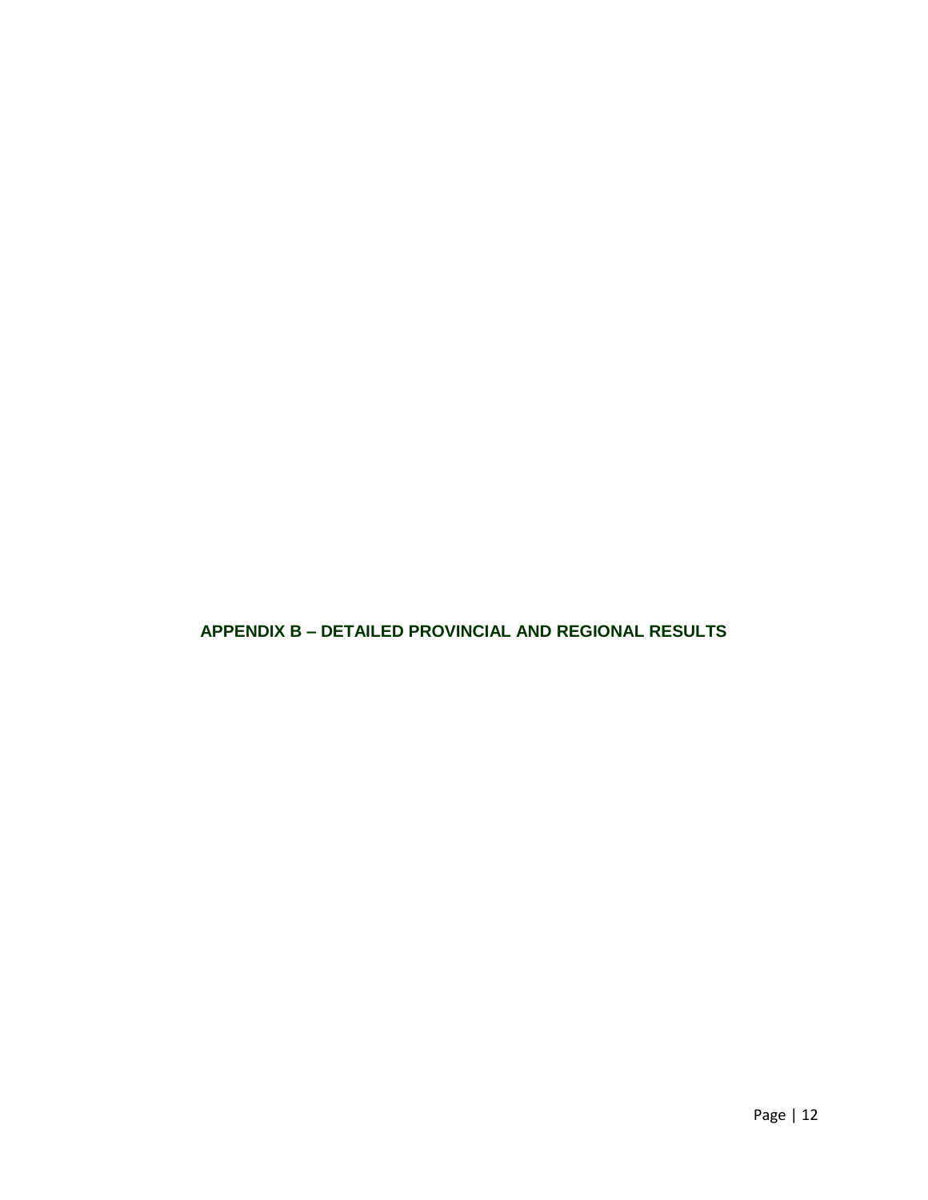# APPENDIX B – DETAILED PROVINCIAL AND REGIONAL RESULTS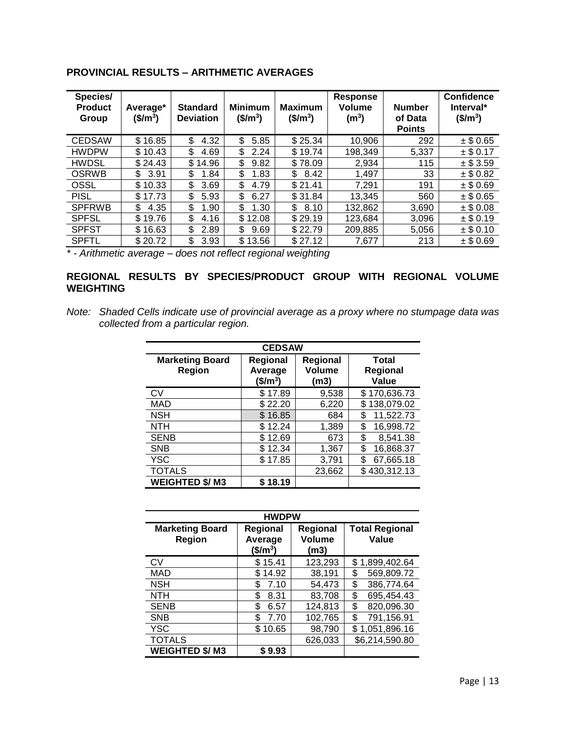## PROVINCIAL RESULTS – ARITHMETIC AVERAGES

| Species/ Product Group | Average* ($/m$^3$) | Standard Deviation | Minimum ($/m$^3$) | Maximum ($/m$^3$) | Response Volume (m$^3$) | Number of Data Points | Confidence Interval* ($/m$^3$) |
|---|---|---|---|---|---|---|---|
| CEDSAW | $ 16.85 | $ 4.32 | $ 5.85 | $ 25.34 | 10,906 | 292 | ± $ 0.65 |
| HWDPW | $ 10.43 | $ 4.69 | $ 2.24 | $ 19.74 | 198,349 | 5,337 | ± $ 0.17 |
| HWDSL | $ 24.43 | $ 14.96 | $ 9.82 | $ 78.09 | 2,934 | 115 | ± $ 3.59 |
| OSRWB | $ 3.91 | $ 1.84 | $ 1.83 | $ 8.42 | 1,497 | 33 | ± $ 0.82 |
| OSSL | $ 10.33 | $ 3.69 | $ 4.79 | $ 21.41 | 7,291 | 191 | ± $ 0.69 |
| PISL | $ 17.73 | $ 5.93 | $ 6.27 | $ 31.84 | 13,345 | 560 | ± $ 0.65 |
| SPFRWB | $ 4.35 | $ 1.90 | $ 1.30 | $ 8.10 | 132,862 | 3,690 | ± $ 0.08 |
| SPFSL | $ 19.76 | $ 4.16 | $ 12.08 | $ 29.19 | 123,684 | 3,096 | ± $ 0.19 |
| SPFST | $ 16.63 | $ 2.89 | $ 9.69 | $ 22.79 | 209,885 | 5,056 | ± $ 0.10 |
| SPFTL | $ 20.72 | $ 3.93 | $ 13.56 | $ 27.12 | 7,677 | 213 | ± $ 0.69 |

*\* - Arithmetic average – does not reflect regional weighting*

## REGIONAL RESULTS BY SPECIES/PRODUCT GROUP WITH REGIONAL VOLUME WEIGHTING

*Note: Shaded Cells indicate use of provincial average as a proxy where no stumpage data was collected from a particular region.*

| CEDSAW | | | |
|---|---|---|---|
| **Marketing Board Region** | **Regional Average ($/m$^3$)** | **Regional Volume (m3)** | **Total Regional Value** |
| CV | $ 17.89 | 9,538 | $ 170,636.73 |
| MAD | $ 22.20 | 6,220 | $ 138,079.02 |
| NSH | $ 16.85 | 684 | $ 11,522.73 |
| NTH | $ 12.24 | 1,389 | $ 16,998.72 |
| SENB | $ 12.69 | 673 | $ 8,541.38 |
| SNB | $ 12.34 | 1,367 | $ 16,868.37 |
| YSC | $ 17.85 | 3,791 | $ 67,665.18 |
| TOTALS | | 23,662 | $ 430,312.13 |
| **WEIGHTED $/ M3** | **$ 18.19** | | |

| HWDPW | | | |
|---|---|---|---|
| **Marketing Board Region** | **Regional Average ($/m$^3$)** | **Regional Volume (m3)** | **Total Regional Value** |
| CV | $ 15.41 | 123,293 | $ 1,899,402.64 |
| MAD | $ 14.92 | 38,191 | $ 569,809.72 |
| NSH | $ 7.10 | 54,473 | $ 386,774.64 |
| NTH | $ 8.31 | 83,708 | $ 695,454.43 |
| SENB | $ 6.57 | 124,813 | $ 820,096.30 |
| SNB | $ 7.70 | 102,765 | $ 791,156.91 |
| YSC | $ 10.65 | 98,790 | $ 1,051,896.16 |
| TOTALS | | 626,033 | $6,214,590.80 |
| **WEIGHTED $/ M3** | **$ 9.93** | | |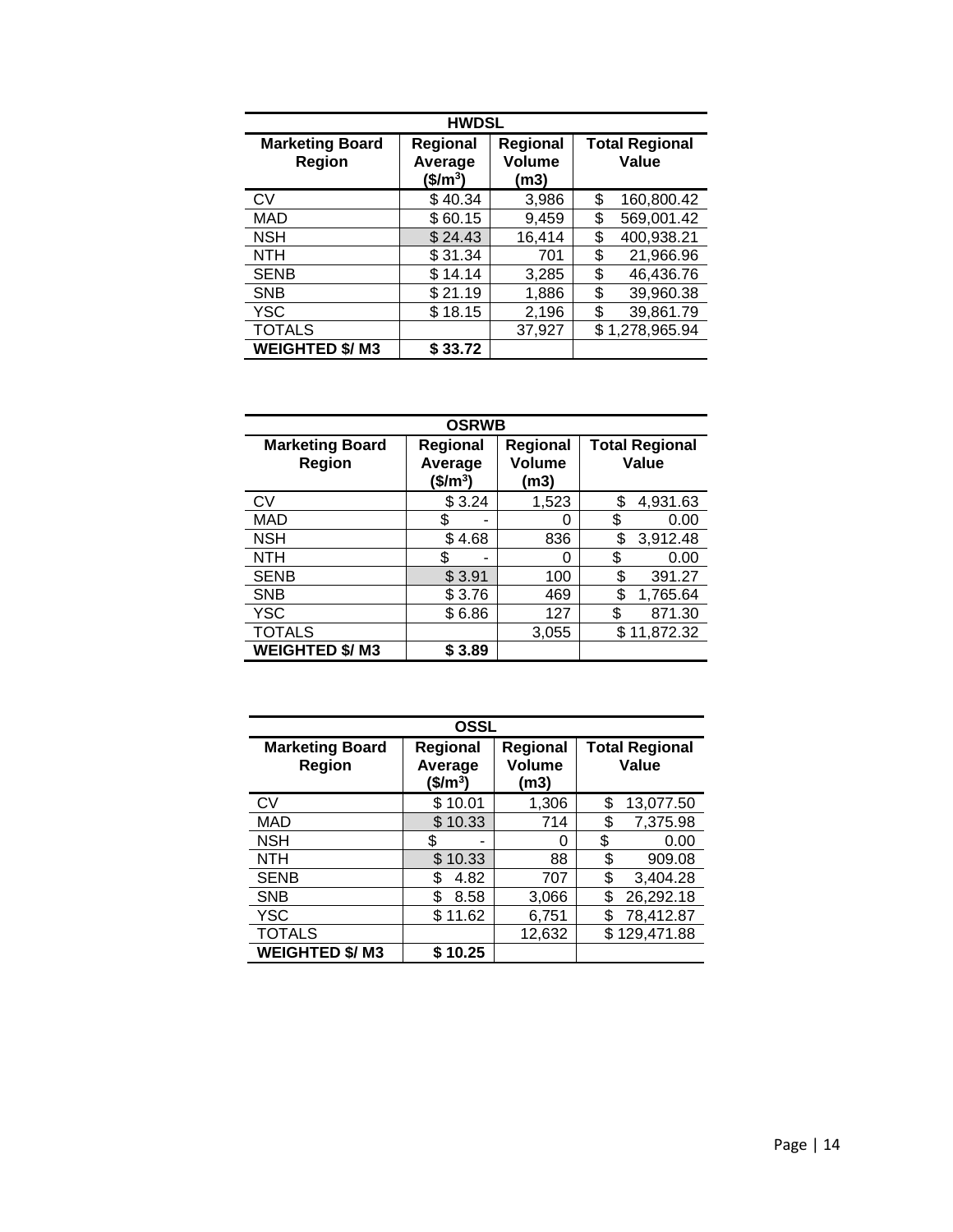| HWDSL | | | |
|---|---|---|---|
| **Marketing Board Region** | **Regional Average ($/m$^3$)** | **Regional Volume (m3)** | **Total Regional Value** |
| CV | $ 40.34 | 3,986 | $ 160,800.42 |
| MAD | $ 60.15 | 9,459 | $ 569,001.42 |
| NSH | $ 24.43 | 16,414 | $ 400,938.21 |
| NTH | $ 31.34 | 701 | $ 21,966.96 |
| SENB | $ 14.14 | 3,285 | $ 46,436.76 |
| SNB | $ 21.19 | 1,886 | $ 39,960.38 |
| YSC | $ 18.15 | 2,196 | $ 39,861.79 |
| TOTALS | | 37,927 | $ 1,278,965.94 |
| **WEIGHTED $/ M3** | **$ 33.72** | | |

| OSRWB | | | |
|---|---|---|---|
| **Marketing Board Region** | **Regional Average ($/m$^3$)** | **Regional Volume (m3)** | **Total Regional Value** |
| CV | $ 3.24 | 1,523 | $ 4,931.63 |
| MAD | $ - | 0 | $ 0.00 |
| NSH | $ 4.68 | 836 | $ 3,912.48 |
| NTH | $ - | 0 | $ 0.00 |
| SENB | $ 3.91 | 100 | $ 391.27 |
| SNB | $ 3.76 | 469 | $ 1,765.64 |
| YSC | $ 6.86 | 127 | $ 871.30 |
| TOTALS | | 3,055 | $ 11,872.32 |
| **WEIGHTED $/ M3** | **$ 3.89** | | |

| OSSL | | | |
|---|---|---|---|
| **Marketing Board Region** | **Regional Average ($/m$^3$)** | **Regional Volume (m3)** | **Total Regional Value** |
| CV | $ 10.01 | 1,306 | $ 13,077.50 |
| MAD | $ 10.33 | 714 | $ 7,375.98 |
| NSH | $ - | 0 | $ 0.00 |
| NTH | $ 10.33 | 88 | $ 909.08 |
| SENB | $ 4.82 | 707 | $ 3,404.28 |
| SNB | $ 8.58 | 3,066 | $ 26,292.18 |
| YSC | $ 11.62 | 6,751 | $ 78,412.87 |
| TOTALS | | 12,632 | $ 129,471.88 |
| **WEIGHTED $/ M3** | **$ 10.25** | | |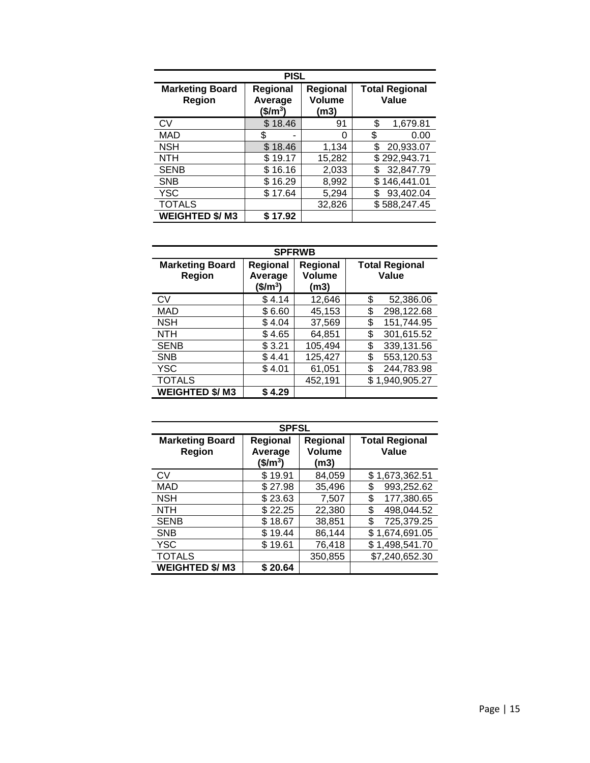| PISL | | | |
|---|---|---|---|
| **Marketing Board Region** | **Regional Average ($/m$^3$)** | **Regional Volume (m3)** | **Total Regional Value** |
| CV | $ 18.46 | 91 | $ 1,679.81 |
| MAD | $ - | 0 | $ 0.00 |
| NSH | $ 18.46 | 1,134 | $ 20,933.07 |
| NTH | $ 19.17 | 15,282 | $ 292,943.71 |
| SENB | $ 16.16 | 2,033 | $ 32,847.79 |
| SNB | $ 16.29 | 8,992 | $ 146,441.01 |
| YSC | $ 17.64 | 5,294 | $ 93,402.04 |
| TOTALS | | 32,826 | $ 588,247.45 |
| **WEIGHTED $/ M3** | **$ 17.92** | | |

| SPFRWB | | | |
|---|---|---|---|
| **Marketing Board Region** | **Regional Average ($/m$^3$)** | **Regional Volume (m3)** | **Total Regional Value** |
| CV | $ 4.14 | 12,646 | $ 52,386.06 |
| MAD | $ 6.60 | 45,153 | $ 298,122.68 |
| NSH | $ 4.04 | 37,569 | $ 151,744.95 |
| NTH | $ 4.65 | 64,851 | $ 301,615.52 |
| SENB | $ 3.21 | 105,494 | $ 339,131.56 |
| SNB | $ 4.41 | 125,427 | $ 553,120.53 |
| YSC | $ 4.01 | 61,051 | $ 244,783.98 |
| TOTALS | | 452,191 | $ 1,940,905.27 |
| **WEIGHTED $/ M3** | **$ 4.29** | | |

| SPFSL | | | |
|---|---|---|---|
| **Marketing Board Region** | **Regional Average ($/m$^3$)** | **Regional Volume (m3)** | **Total Regional Value** |
| CV | $ 19.91 | 84,059 | $ 1,673,362.51 |
| MAD | $ 27.98 | 35,496 | $ 993,252.62 |
| NSH | $ 23.63 | 7,507 | $ 177,380.65 |
| NTH | $ 22.25 | 22,380 | $ 498,044.52 |
| SENB | $ 18.67 | 38,851 | $ 725,379.25 |
| SNB | $ 19.44 | 86,144 | $ 1,674,691.05 |
| YSC | $ 19.61 | 76,418 | $ 1,498,541.70 |
| TOTALS | | 350,855 | $7,240,652.30 |
| **WEIGHTED $/ M3** | **$ 20.64** | | |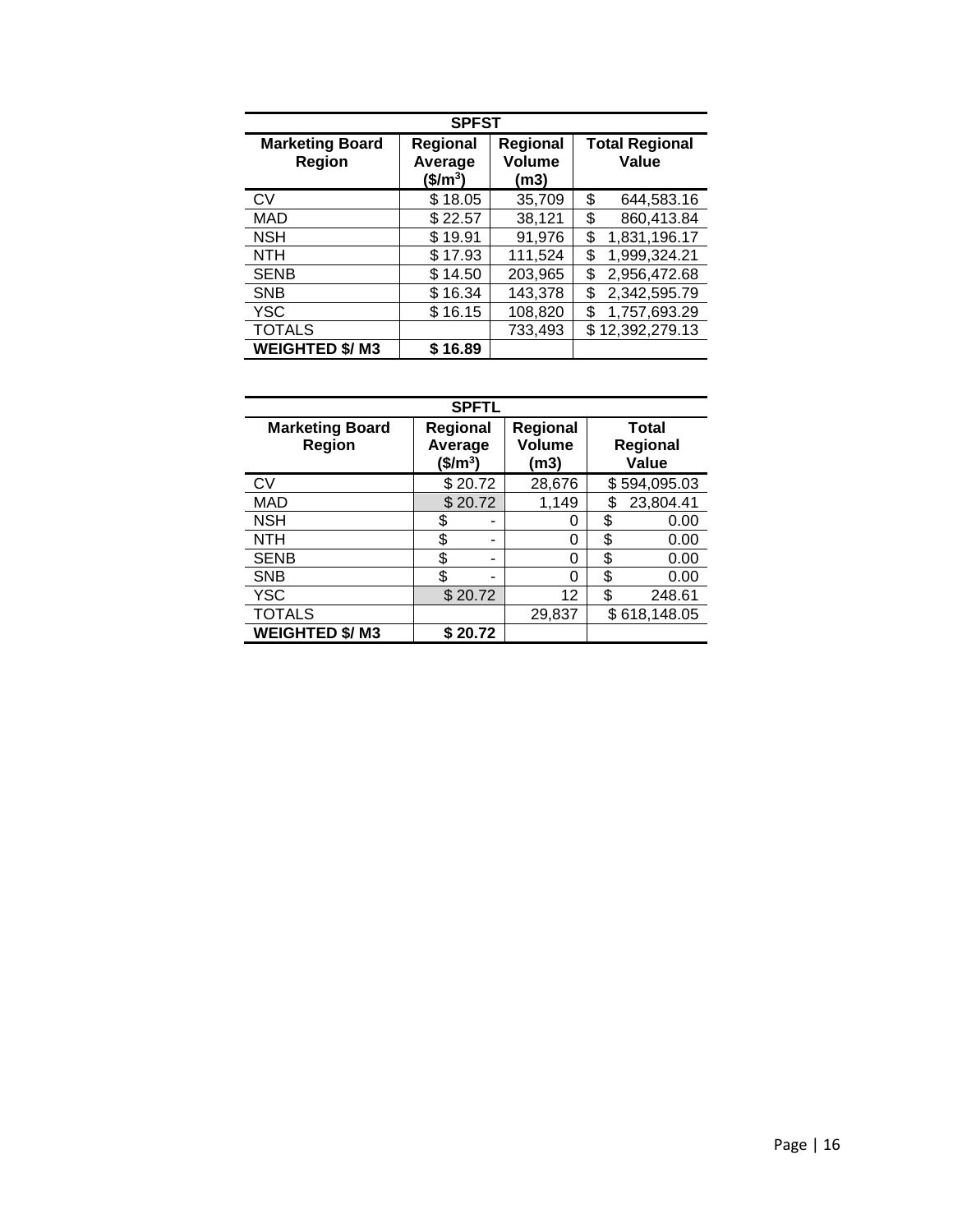| SPFST | | | |
| --- | --- | --- | --- |
| **Marketing Board Region** | **Regional Average ($/m$^3$)** | **Regional Volume (m3)** | **Total Regional Value** |
| CV | $ 18.05 | 35,709 | $ 644,583.16 |
| MAD | $ 22.57 | 38,121 | $ 860,413.84 |
| NSH | $ 19.91 | 91,976 | $ 1,831,196.17 |
| NTH | $ 17.93 | 111,524 | $ 1,999,324.21 |
| SENB | $ 14.50 | 203,965 | $ 2,956,472.68 |
| SNB | $ 16.34 | 143,378 | $ 2,342,595.79 |
| YSC | $ 16.15 | 108,820 | $ 1,757,693.29 |
| TOTALS | | 733,493 | $ 12,392,279.13 |
| **WEIGHTED $/ M3** | **$ 16.89** | | |

| SPFTL | | | |
| --- | --- | --- | --- |
| **Marketing Board Region** | **Regional Average ($/m$^3$)** | **Regional Volume (m3)** | **Total Regional Value** |
| CV | $ 20.72 | 28,676 | $ 594,095.03 |
| MAD | $ 20.72 | 1,149 | $ 23,804.41 |
| NSH | $ - | 0 | $ 0.00 |
| NTH | $ - | 0 | $ 0.00 |
| SENB | $ - | 0 | $ 0.00 |
| SNB | $ - | 0 | $ 0.00 |
| YSC | $ 20.72 | 12 | $ 248.61 |
| TOTALS | | 29,837 | $ 618,148.05 |
| **WEIGHTED $/ M3** | **$ 20.72** | | |